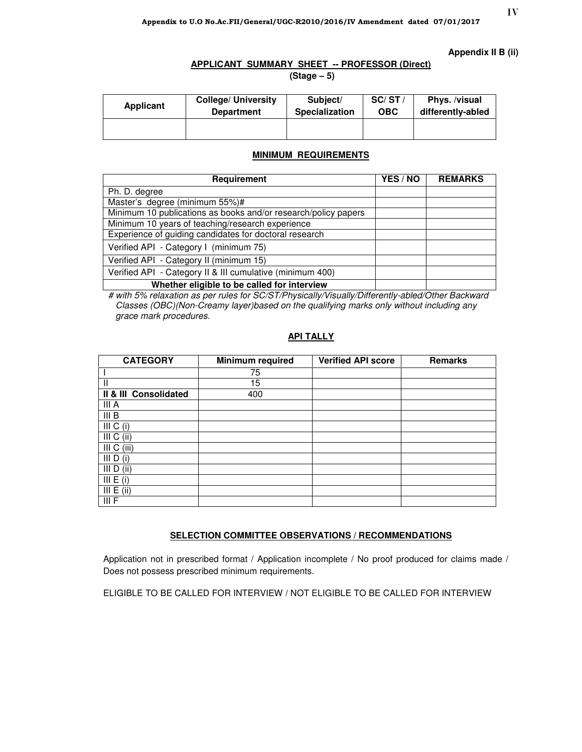Appendix to U.O No.Ac.FII/General/UGC-R2010/2016/IV Amendment dated 07/01/2017

**Appendix II B (ii)**

## APPLICANT SUMMARY SHEET -- PROFESSOR (Direct)

**(Stage – 5)**

| Applicant | College/ University Department | Subject/ Specialization | SC/ ST / OBC | Phys. /visual differently-abled |
|---|---|---|---|---|
| | | | | |

### MINIMUM REQUIREMENTS

| Requirement | YES / NO | REMARKS |
|---|---|---|
| Ph. D. degree | | |
| Master's degree (minimum 55%)# | | |
| Minimum 10 publications as books and/or research/policy papers | | |
| Minimum 10 years of teaching/research experience | | |
| Experience of guiding candidates for doctoral research | | |
| Verified API - Category I (minimum 75) | | |
| Verified API - Category II (minimum 15) | | |
| Verified API - Category II & III cumulative (minimum 400) | | |
| **Whether eligible to be called for interview** | | |

*# with 5% relaxation as per rules for SC/ST/Physically/Visually/Differently-abled/Other Backward Classes (OBC)(Non-Creamy layer)based on the qualifying marks only without including any grace mark procedures.*

### API TALLY

| CATEGORY | Minimum required | Verified API score | Remarks |
|---|---|---|---|
| I | 75 | | |
| II | 15 | | |
| **II & III Consolidated** | 400 | | |
| III A | | | |
| III B | | | |
| III C (i) | | | |
| III C (ii) | | | |
| III C (iii) | | | |
| III D (i) | | | |
| III D (ii) | | | |
| III E (i) | | | |
| III E (ii) | | | |
| III F | | | |

### SELECTION COMMITTEE OBSERVATIONS / RECOMMENDATIONS

Application not in prescribed format / Application incomplete / No proof produced for claims made / Does not possess prescribed minimum requirements.

ELIGIBLE TO BE CALLED FOR INTERVIEW / NOT ELIGIBLE TO BE CALLED FOR INTERVIEW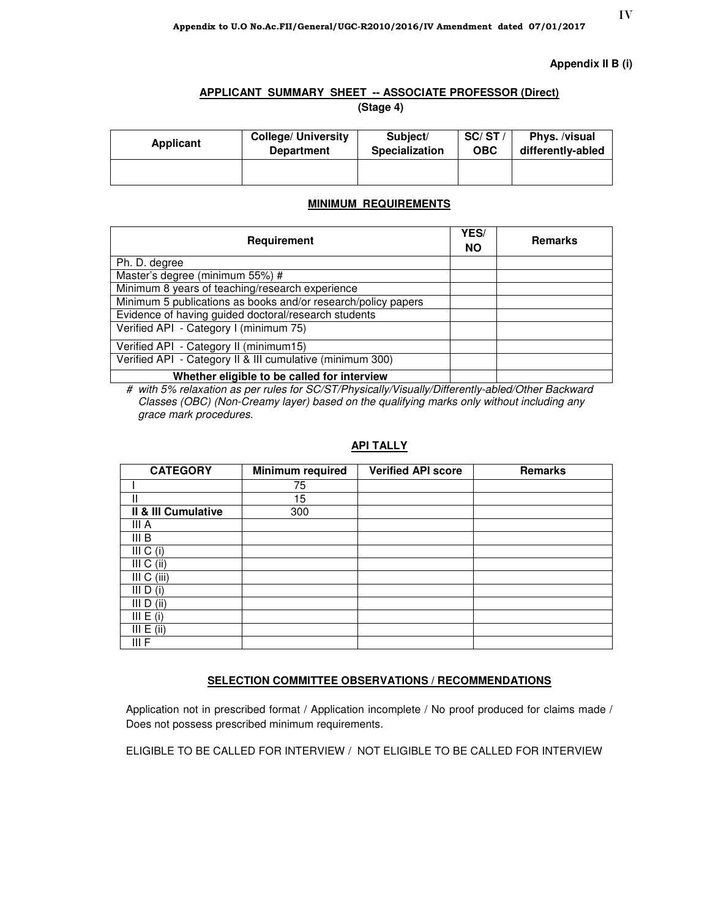Appendix to U.O No.Ac.FII/General/UGC-R2010/2016/IV Amendment dated 07/01/2017

**Appendix II B (i)**

## APPLICANT SUMMARY SHEET -- ASSOCIATE PROFESSOR (Direct)

**(Stage 4)**

| Applicant | College/ University Department | Subject/ Specialization | SC/ ST / OBC | Phys. /visual differently-abled |
|---|---|---|---|---|
| | | | | |

### MINIMUM REQUIREMENTS

| Requirement | YES/ NO | Remarks |
|---|---|---|
| Ph. D. degree | | |
| Master's degree (minimum 55%) # | | |
| Minimum 8 years of teaching/research experience | | |
| Minimum 5 publications as books and/or research/policy papers | | |
| Evidence of having guided doctoral/research students | | |
| Verified API - Category I (minimum 75) | | |
| Verified API - Category II (minimum15) | | |
| Verified API - Category II & III cumulative (minimum 300) | | |
| **Whether eligible to be called for interview** | | |

*# with 5% relaxation as per rules for SC/ST/Physically/Visually/Differently-abled/Other Backward Classes (OBC) (Non-Creamy layer) based on the qualifying marks only without including any grace mark procedures.*

### API TALLY

| CATEGORY | Minimum required | Verified API score | Remarks |
|---|---|---|---|
| I | 75 | | |
| II | 15 | | |
| **II & III Cumulative** | 300 | | |
| III A | | | |
| III B | | | |
| III C (i) | | | |
| III C (ii) | | | |
| III C (iii) | | | |
| III D (i) | | | |
| III D (ii) | | | |
| III E (i) | | | |
| III E (ii) | | | |
| III F | | | |

### SELECTION COMMITTEE OBSERVATIONS / RECOMMENDATIONS

Application not in prescribed format / Application incomplete / No proof produced for claims made / Does not possess prescribed minimum requirements.

ELIGIBLE TO BE CALLED FOR INTERVIEW / NOT ELIGIBLE TO BE CALLED FOR INTERVIEW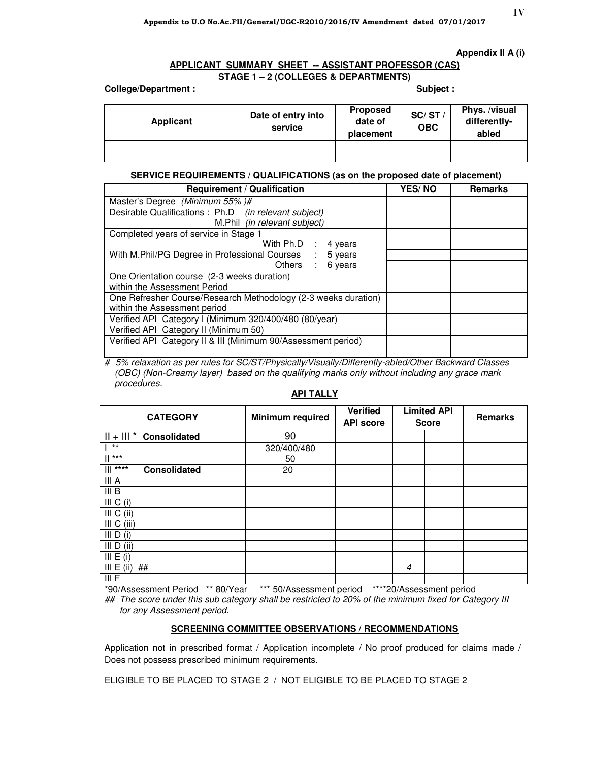Appendix to U.O No.Ac.FII/General/UGC-R2010/2016/IV Amendment dated 07/01/2017

**Appendix II A (i)**

## APPLICANT SUMMARY SHEET -- ASSISTANT PROFESSOR (CAS)

### STAGE 1 – 2 (COLLEGES & DEPARTMENTS)

**College/Department :** **Subject :**

| Applicant | Date of entry into service | Proposed date of placement | SC/ ST / OBC | Phys. /visual differently-abled |
|---|---|---|---|---|
| | | | | |

**SERVICE REQUIREMENTS / QUALIFICATIONS (as on the proposed date of placement)**

| Requirement / Qualification | YES/ NO | Remarks |
|---|---|---|
| Master's Degree *(Minimum 55% )#* | | |
| Desirable Qualifications : Ph.D *(in relevant subject)* M.Phil *(in relevant subject)* | | |
| Completed years of service in Stage 1 With Ph.D : 4 years | | |
| With M.Phil/PG Degree in Professional Courses : 5 years | | |
| Others : 6 years | | |
| One Orientation course (2-3 weeks duration) within the Assessment Period | | |
| One Refresher Course/Research Methodology (2-3 weeks duration) within the Assessment period | | |
| Verified API Category I (Minimum 320/400/480 (80/year) | | |
| Verified API Category II (Minimum 50) | | |
| Verified API Category II & III (Minimum 90/Assessment period) | | |
| | | |

*# 5% relaxation as per rules for SC/ST/Physically/Visually/Differently-abled/Other Backward Classes (OBC) (Non-Creamy layer) based on the qualifying marks only without including any grace mark procedures.*

**API TALLY**

| CATEGORY | Minimum required | Verified API score | Limited API Score | | Remarks |
|---|---|---|---|---|---|
| II + III * **Consolidated** | 90 | | | | |
| I ** | 320/400/480 | | | | |
| II *** | 50 | | | | |
| III **** **Consolidated** | 20 | | | | |
| III A | | | | | |
| III B | | | | | |
| III C (i) | | | | | |
| III C (ii) | | | | | |
| III C (iii) | | | | | |
| III D (i) | | | | | |
| III D (ii) | | | | | |
| III E (i) | | | | | |
| III E (ii) ## | | | *4* | | |
| III F | | | | | |

*90/Assessment Period ** 80/Year *** 50/Assessment period ****20/Assessment period

*## The score under this sub category shall be restricted to 20% of the minimum fixed for Category III for any Assessment period.*

**SCREENING COMMITTEE OBSERVATIONS / RECOMMENDATIONS**

Application not in prescribed format / Application incomplete / No proof produced for claims made / Does not possess prescribed minimum requirements.

ELIGIBLE TO BE PLACED TO STAGE 2 / NOT ELIGIBLE TO BE PLACED TO STAGE 2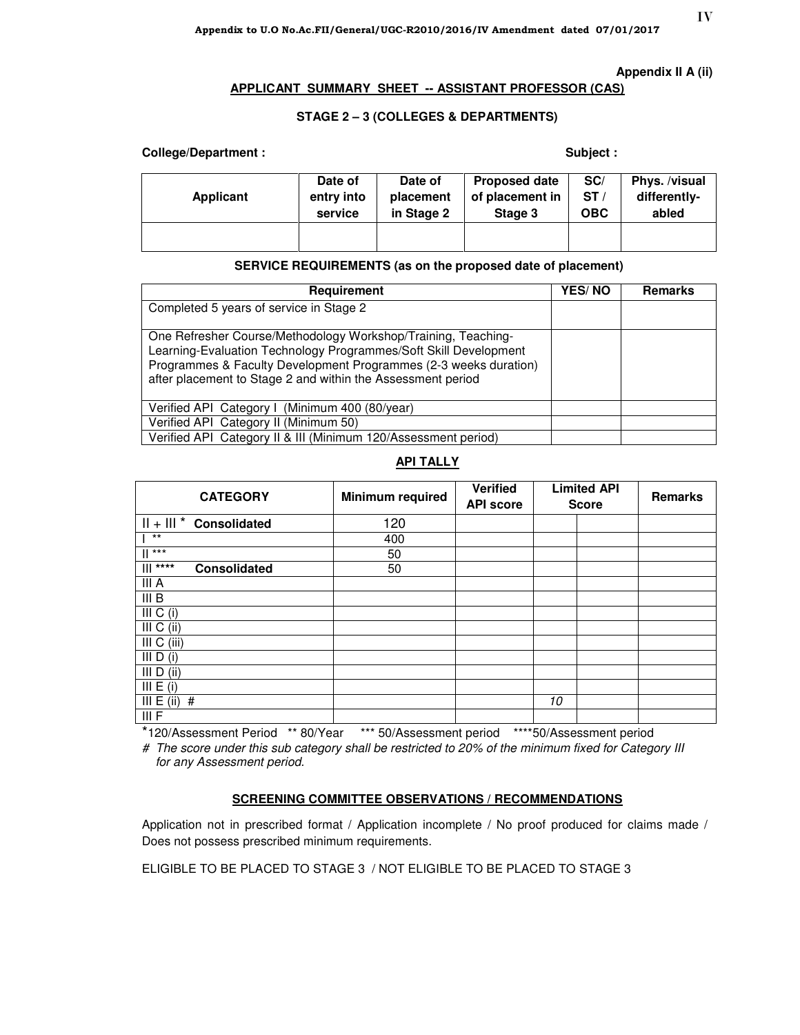Appendix to U.O No.Ac.FII/General/UGC-R2010/2016/IV Amendment dated 07/01/2017

**Appendix II A (ii)**

**APPLICANT SUMMARY SHEET -- ASSISTANT PROFESSOR (CAS)**

**STAGE 2 – 3 (COLLEGES & DEPARTMENTS)**

**College/Department :** **Subject :**

| Applicant | Date of entry into service | Date of placement in Stage 2 | Proposed date of placement in Stage 3 | SC/ ST / OBC | Phys. /visual differently-abled |
|---|---|---|---|---|---|
| | | | | | |

**SERVICE REQUIREMENTS (as on the proposed date of placement)**

| Requirement | YES/ NO | Remarks |
|---|---|---|
| Completed 5 years of service in Stage 2 | | |
| One Refresher Course/Methodology Workshop/Training, Teaching-Learning-Evaluation Technology Programmes/Soft Skill Development Programmes & Faculty Development Programmes (2-3 weeks duration) after placement to Stage 2 and within the Assessment period | | |
| Verified API Category I (Minimum 400 (80/year) | | |
| Verified API Category II (Minimum 50) | | |
| Verified API Category II & III (Minimum 120/Assessment period) | | |

**API TALLY**

| CATEGORY | Minimum required | Verified API score | Limited API Score | | Remarks |
|---|---|---|---|---|---|
| II + III * **Consolidated** | 120 | | | | |
| I ** | 400 | | | | |
| II *** | 50 | | | | |
| III **** **Consolidated** | 50 | | | | |
| III A | | | | | |
| III B | | | | | |
| III C (i) | | | | | |
| III C (ii) | | | | | |
| III C (iii) | | | | | |
| III D (i) | | | | | |
| III D (ii) | | | | | |
| III E (i) | | | | | |
| III E (ii) # | | | *10* | | |
| III F | | | | | |

*120/Assessment Period ** 80/Year *** 50/Assessment period ****50/Assessment period

*# The score under this sub category shall be restricted to 20% of the minimum fixed for Category III for any Assessment period.*

**SCREENING COMMITTEE OBSERVATIONS / RECOMMENDATIONS**

Application not in prescribed format / Application incomplete / No proof produced for claims made / Does not possess prescribed minimum requirements.

ELIGIBLE TO BE PLACED TO STAGE 3 / NOT ELIGIBLE TO BE PLACED TO STAGE 3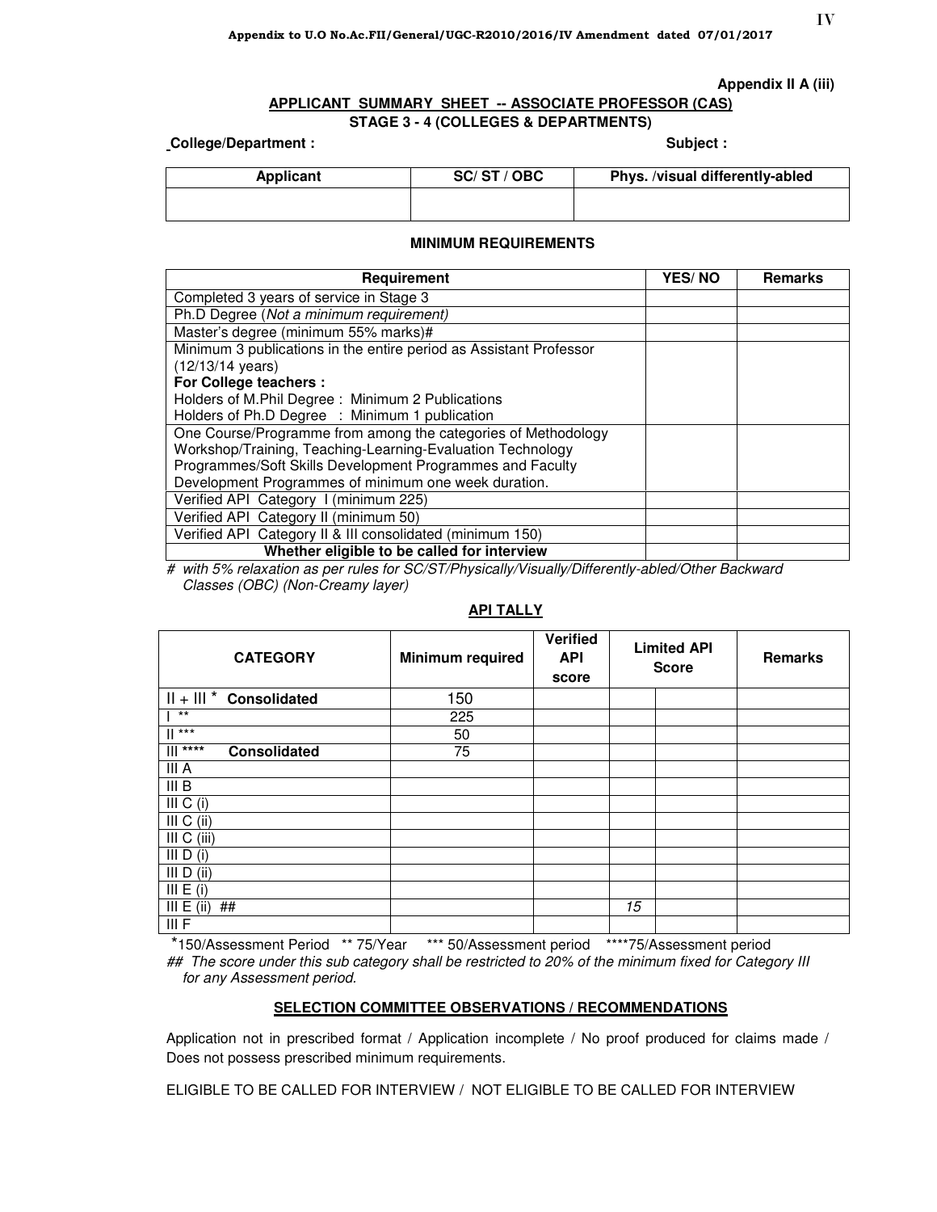Appendix to U.O No.Ac.FII/General/UGC-R2010/2016/IV Amendment dated 07/01/2017

**Appendix II A (iii)**

## APPLICANT SUMMARY SHEET -- ASSOCIATE PROFESSOR (CAS)

### STAGE 3 - 4 (COLLEGES & DEPARTMENTS)

**College/Department :** **Subject :**

| Applicant | SC/ ST / OBC | Phys. /visual differently-abled |
|---|---|---|
| | | |

### MINIMUM REQUIREMENTS

| Requirement | YES/ NO | Remarks |
|---|---|---|
| Completed 3 years of service in Stage 3 | | |
| Ph.D Degree (*Not a minimum requirement)* | | |
| Master's degree (minimum 55% marks)# | | |
| Minimum 3 publications in the entire period as Assistant Professor (12/13/14 years)<br>**For College teachers :**<br>Holders of M.Phil Degree : Minimum 2 Publications<br>Holders of Ph.D Degree : Minimum 1 publication | | |
| One Course/Programme from among the categories of Methodology Workshop/Training, Teaching-Learning-Evaluation Technology Programmes/Soft Skills Development Programmes and Faculty Development Programmes of minimum one week duration. | | |
| Verified API Category I (minimum 225) | | |
| Verified API Category II (minimum 50) | | |
| Verified API Category II & III consolidated (minimum 150) | | |
| **Whether eligible to be called for interview** | | |

*# with 5% relaxation as per rules for SC/ST/Physically/Visually/Differently-abled/Other Backward Classes (OBC) (Non-Creamy layer)*

### API TALLY

| CATEGORY | Minimum required | Verified API score | Limited API Score | | Remarks |
|---|---|---|---|---|---|
| II + III * **Consolidated** | 150 | | | | |
| I ** | 225 | | | | |
| II *** | 50 | | | | |
| III **** **Consolidated** | 75 | | | | |
| III A | | | | | |
| III B | | | | | |
| III C (i) | | | | | |
| III C (ii) | | | | | |
| III C (iii) | | | | | |
| III D (i) | | | | | |
| III D (ii) | | | | | |
| III E (i) | | | | | |
| III E (ii) ## | | | *15* | | |
| III F | | | | | |

*150/Assessment Period ** 75/Year *** 50/Assessment period ****75/Assessment period

*## The score under this sub category shall be restricted to 20% of the minimum fixed for Category III for any Assessment period.*

### SELECTION COMMITTEE OBSERVATIONS / RECOMMENDATIONS

Application not in prescribed format / Application incomplete / No proof produced for claims made / Does not possess prescribed minimum requirements.

ELIGIBLE TO BE CALLED FOR INTERVIEW / NOT ELIGIBLE TO BE CALLED FOR INTERVIEW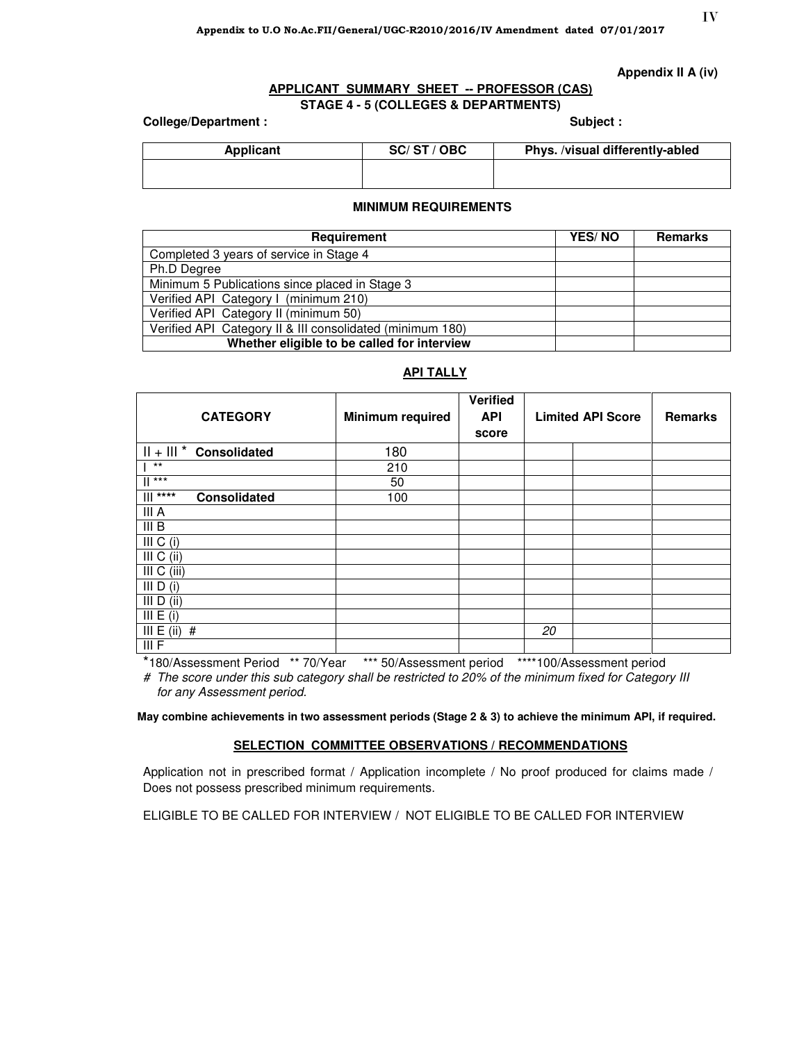Appendix to U.O No.Ac.FII/General/UGC-R2010/2016/IV Amendment dated 07/01/2017

**Appendix II A (iv)**

## APPLICANT SUMMARY SHEET -- PROFESSOR (CAS)

### STAGE 4 - 5 (COLLEGES & DEPARTMENTS)

**College/Department :** **Subject :**

| Applicant | SC/ ST / OBC | Phys. /visual differently-abled |
|---|---|---|
| | | |

### MINIMUM REQUIREMENTS

| Requirement | YES/ NO | Remarks |
|---|---|---|
| Completed 3 years of service in Stage 4 | | |
| Ph.D Degree | | |
| Minimum 5 Publications since placed in Stage 3 | | |
| Verified API Category I (minimum 210) | | |
| Verified API Category II (minimum 50) | | |
| Verified API Category II & III consolidated (minimum 180) | | |
| **Whether eligible to be called for interview** | | |

### API TALLY

| CATEGORY | Minimum required | Verified API score | Limited API Score | | Remarks |
|---|---|---|---|---|---|
| II + III * **Consolidated** | 180 | | | | |
| I ** | 210 | | | | |
| II *** | 50 | | | | |
| III **** **Consolidated** | 100 | | | | |
| III A | | | | | |
| III B | | | | | |
| III C (i) | | | | | |
| III C (ii) | | | | | |
| III C (iii) | | | | | |
| III D (i) | | | | | |
| III D (ii) | | | | | |
| III E (i) | | | | | |
| III E (ii) # | | | *20* | | |
| III F | | | | | |

*180/Assessment Period ** 70/Year *** 50/Assessment period ****100/Assessment period

*# The score under this sub category shall be restricted to 20% of the minimum fixed for Category III for any Assessment period.*

**May combine achievements in two assessment periods (Stage 2 & 3) to achieve the minimum API, if required.**

### SELECTION COMMITTEE OBSERVATIONS / RECOMMENDATIONS

Application not in prescribed format / Application incomplete / No proof produced for claims made / Does not possess prescribed minimum requirements.

ELIGIBLE TO BE CALLED FOR INTERVIEW / NOT ELIGIBLE TO BE CALLED FOR INTERVIEW